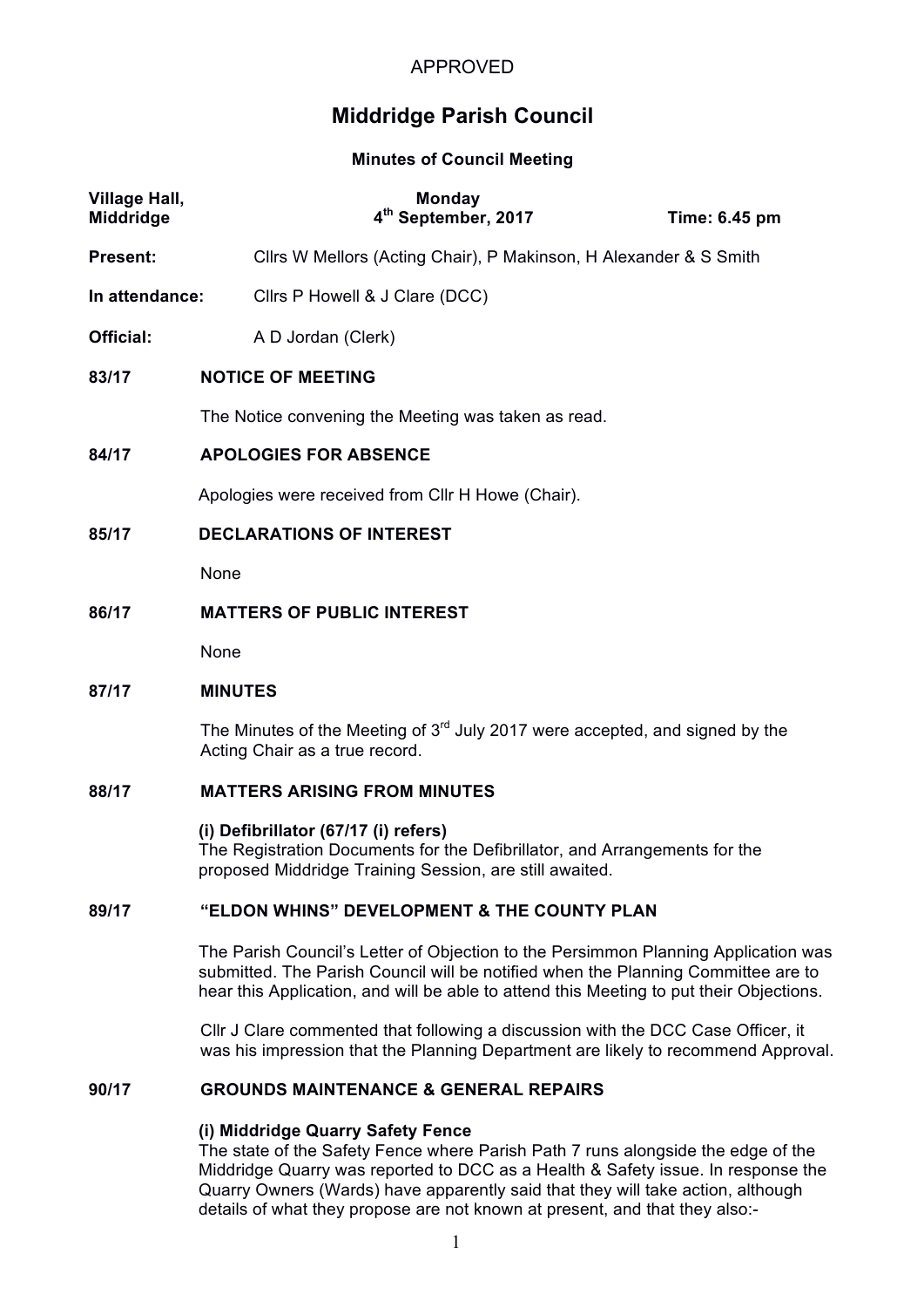APPROVED

# Middridge Parish Council

**Minutes of Council Meeting**

| **Village Hall, Middridge** | **Monday 4th September, 2017** | **Time: 6.45 pm** |
|---|---|---|

**Present:** Cllrs W Mellors (Acting Chair), P Makinson, H Alexander & S Smith

**In attendance:** Cllrs P Howell & J Clare (DCC)

**Official:** A D Jordan (Clerk)

## 83/17 NOTICE OF MEETING

The Notice convening the Meeting was taken as read.

## 84/17 APOLOGIES FOR ABSENCE

Apologies were received from Cllr H Howe (Chair).

## 85/17 DECLARATIONS OF INTEREST

None

## 86/17 MATTERS OF PUBLIC INTEREST

None

## 87/17 MINUTES

The Minutes of the Meeting of 3rd July 2017 were accepted, and signed by the Acting Chair as a true record.

## 88/17 MATTERS ARISING FROM MINUTES

**(i) Defibrillator (67/17 (i) refers)**
The Registration Documents for the Defibrillator, and Arrangements for the proposed Middridge Training Session, are still awaited.

## 89/17 "ELDON WHINS" DEVELOPMENT & THE COUNTY PLAN

The Parish Council's Letter of Objection to the Persimmon Planning Application was submitted. The Parish Council will be notified when the Planning Committee are to hear this Application, and will be able to attend this Meeting to put their Objections.

Cllr J Clare commented that following a discussion with the DCC Case Officer, it was his impression that the Planning Department are likely to recommend Approval.

## 90/17 GROUNDS MAINTENANCE & GENERAL REPAIRS

**(i) Middridge Quarry Safety Fence**
The state of the Safety Fence where Parish Path 7 runs alongside the edge of the Middridge Quarry was reported to DCC as a Health & Safety issue. In response the Quarry Owners (Wards) have apparently said that they will take action, although details of what they propose are not known at present, and that they also:-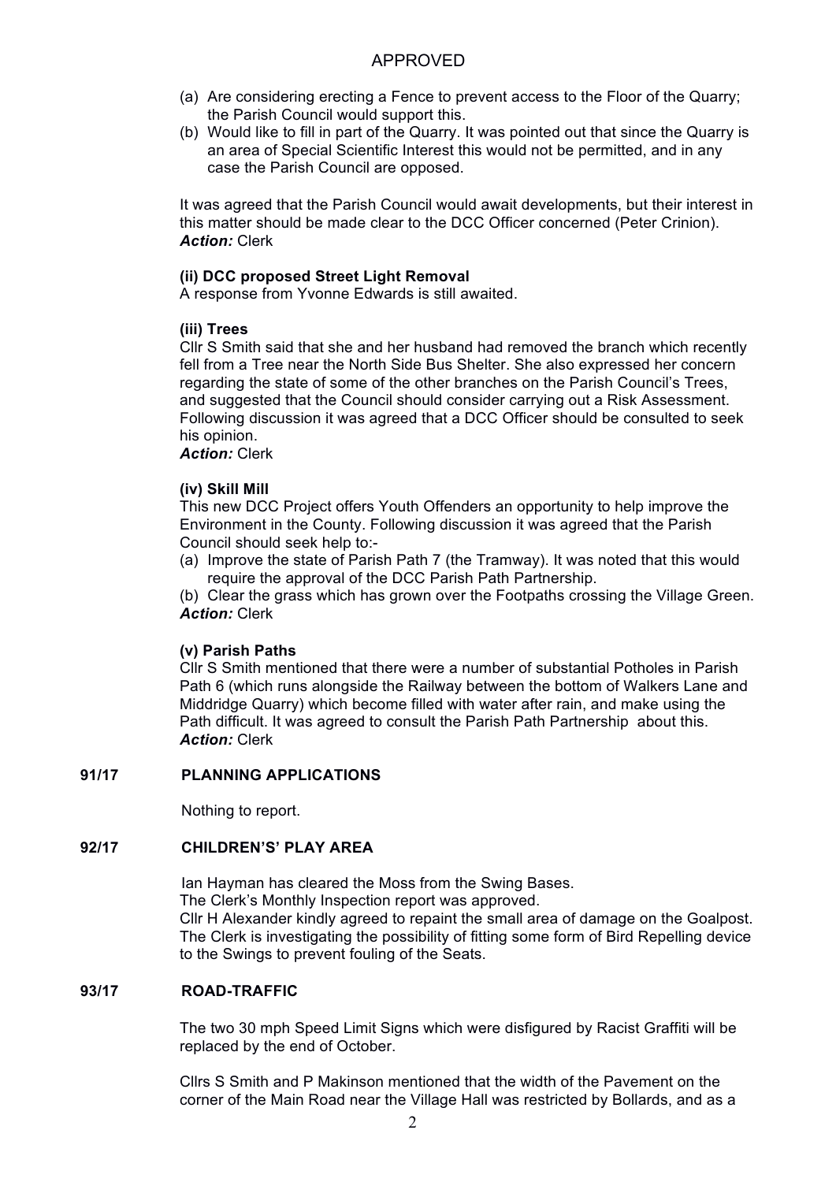APPROVED

(a) Are considering erecting a Fence to prevent access to the Floor of the Quarry; the Parish Council would support this.
(b) Would like to fill in part of the Quarry. It was pointed out that since the Quarry is an area of Special Scientific Interest this would not be permitted, and in any case the Parish Council are opposed.

It was agreed that the Parish Council would await developments, but their interest in this matter should be made clear to the DCC Officer concerned (Peter Crinion).
***Action:*** Clerk

**(ii) DCC proposed Street Light Removal**
A response from Yvonne Edwards is still awaited.

**(iii) Trees**
Cllr S Smith said that she and her husband had removed the branch which recently fell from a Tree near the North Side Bus Shelter. She also expressed her concern regarding the state of some of the other branches on the Parish Council's Trees, and suggested that the Council should consider carrying out a Risk Assessment. Following discussion it was agreed that a DCC Officer should be consulted to seek his opinion.
***Action:*** Clerk

**(iv) Skill Mill**
This new DCC Project offers Youth Offenders an opportunity to help improve the Environment in the County. Following discussion it was agreed that the Parish Council should seek help to:-
(a) Improve the state of Parish Path 7 (the Tramway). It was noted that this would require the approval of the DCC Parish Path Partnership.
(b) Clear the grass which has grown over the Footpaths crossing the Village Green.
***Action:*** Clerk

**(v) Parish Paths**
Cllr S Smith mentioned that there were a number of substantial Potholes in Parish Path 6 (which runs alongside the Railway between the bottom of Walkers Lane and Middridge Quarry) which become filled with water after rain, and make using the Path difficult. It was agreed to consult the Parish Path Partnership about this.
***Action:*** Clerk

**91/17 PLANNING APPLICATIONS**

Nothing to report.

**92/17 CHILDREN'S' PLAY AREA**

Ian Hayman has cleared the Moss from the Swing Bases.
The Clerk's Monthly Inspection report was approved.
Cllr H Alexander kindly agreed to repaint the small area of damage on the Goalpost.
The Clerk is investigating the possibility of fitting some form of Bird Repelling device to the Swings to prevent fouling of the Seats.

**93/17 ROAD-TRAFFIC**

The two 30 mph Speed Limit Signs which were disfigured by Racist Graffiti will be replaced by the end of October.

Cllrs S Smith and P Makinson mentioned that the width of the Pavement on the corner of the Main Road near the Village Hall was restricted by Bollards, and as a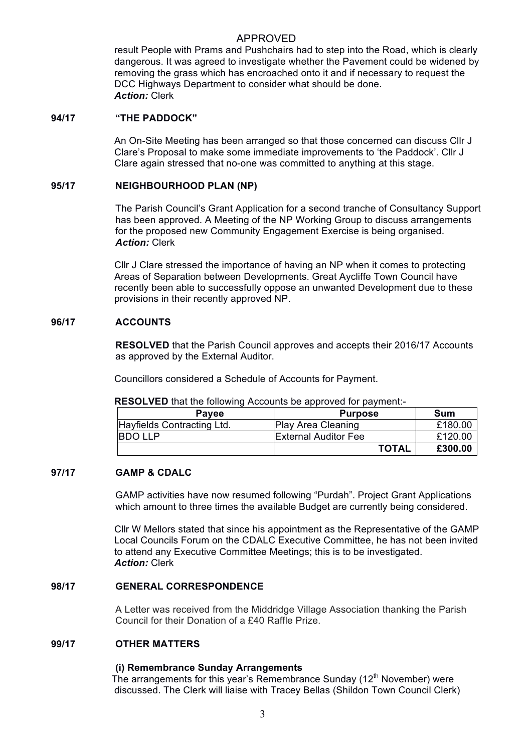APPROVED

result People with Prams and Pushchairs had to step into the Road, which is clearly dangerous. It was agreed to investigate whether the Pavement could be widened by removing the grass which has encroached onto it and if necessary to request the DCC Highways Department to consider what should be done.
***Action:*** Clerk

### 94/17 "THE PADDOCK"

An On-Site Meeting has been arranged so that those concerned can discuss Cllr J Clare's Proposal to make some immediate improvements to 'the Paddock'. Cllr J Clare again stressed that no-one was committed to anything at this stage.

### 95/17 NEIGHBOURHOOD PLAN (NP)

The Parish Council's Grant Application for a second tranche of Consultancy Support has been approved. A Meeting of the NP Working Group to discuss arrangements for the proposed new Community Engagement Exercise is being organised.
***Action:*** Clerk

Cllr J Clare stressed the importance of having an NP when it comes to protecting Areas of Separation between Developments. Great Aycliffe Town Council have recently been able to successfully oppose an unwanted Development due to these provisions in their recently approved NP.

### 96/17 ACCOUNTS

**RESOLVED** that the Parish Council approves and accepts their 2016/17 Accounts as approved by the External Auditor.

Councillors considered a Schedule of Accounts for Payment.

**RESOLVED** that the following Accounts be approved for payment:-

| Payee | Purpose | Sum |
|---|---|---|
| Hayfields Contracting Ltd. | Play Area Cleaning | £180.00 |
| BDO LLP | External Auditor Fee | £120.00 |
| | **TOTAL** | **£300.00** |

### 97/17 GAMP & CDALC

GAMP activities have now resumed following "Purdah". Project Grant Applications which amount to three times the available Budget are currently being considered.

Cllr W Mellors stated that since his appointment as the Representative of the GAMP Local Councils Forum on the CDALC Executive Committee, he has not been invited to attend any Executive Committee Meetings; this is to be investigated.
***Action:*** Clerk

### 98/17 GENERAL CORRESPONDENCE

A Letter was received from the Middridge Village Association thanking the Parish Council for their Donation of a £40 Raffle Prize.

### 99/17 OTHER MATTERS

**(i) Remembrance Sunday Arrangements**
The arrangements for this year's Remembrance Sunday (12th November) were discussed. The Clerk will liaise with Tracey Bellas (Shildon Town Council Clerk)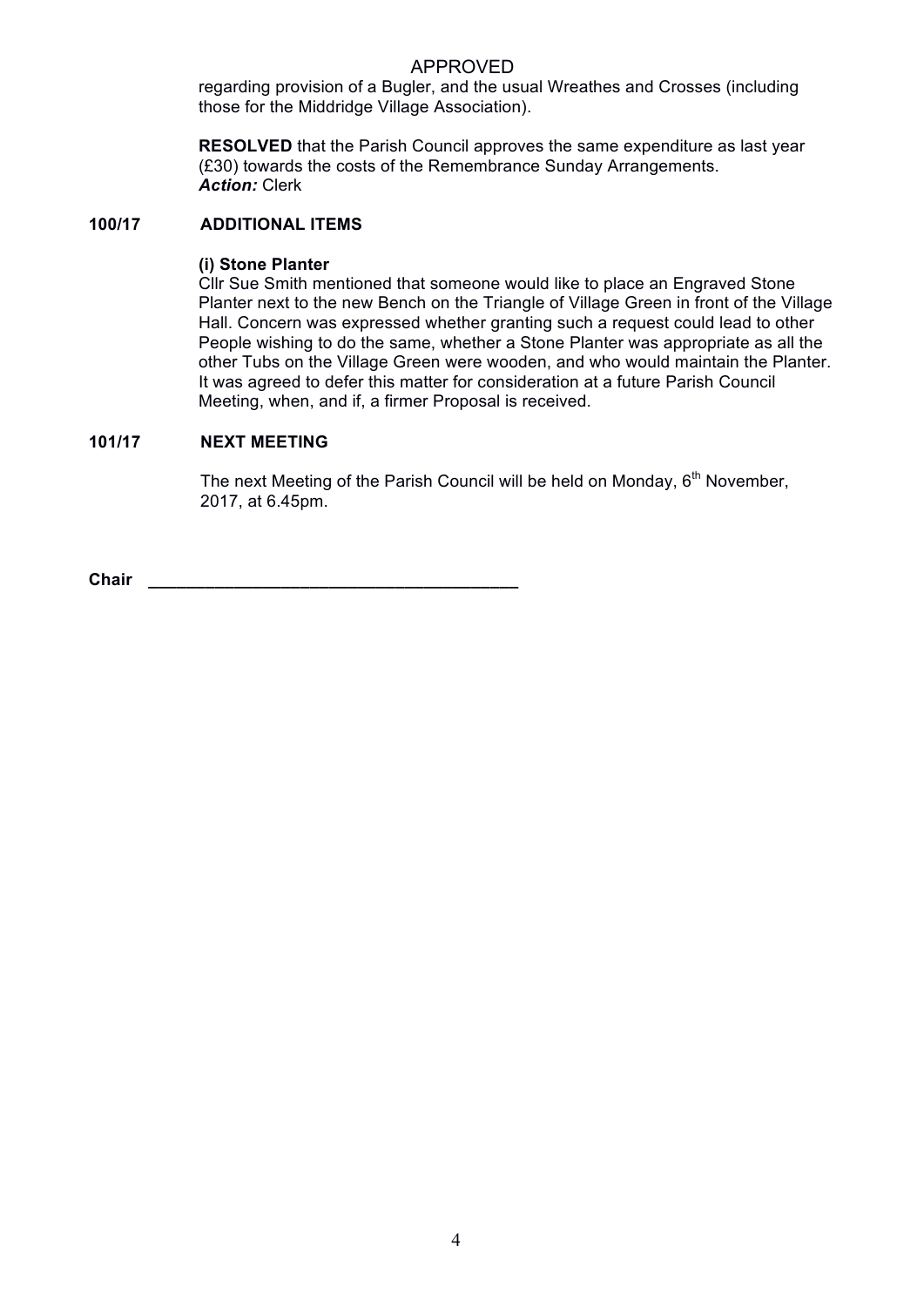APPROVED

regarding provision of a Bugler, and the usual Wreathes and Crosses (including those for the Middridge Village Association).

**RESOLVED** that the Parish Council approves the same expenditure as last year (£30) towards the costs of the Remembrance Sunday Arrangements.
***Action:*** Clerk

**100/17 ADDITIONAL ITEMS**

**(i) Stone Planter**
Cllr Sue Smith mentioned that someone would like to place an Engraved Stone Planter next to the new Bench on the Triangle of Village Green in front of the Village Hall. Concern was expressed whether granting such a request could lead to other People wishing to do the same, whether a Stone Planter was appropriate as all the other Tubs on the Village Green were wooden, and who would maintain the Planter. It was agreed to defer this matter for consideration at a future Parish Council Meeting, when, and if, a firmer Proposal is received.

**101/17 NEXT MEETING**

The next Meeting of the Parish Council will be held on Monday, 6th November, 2017, at 6.45pm.

**Chair** ______________________________________